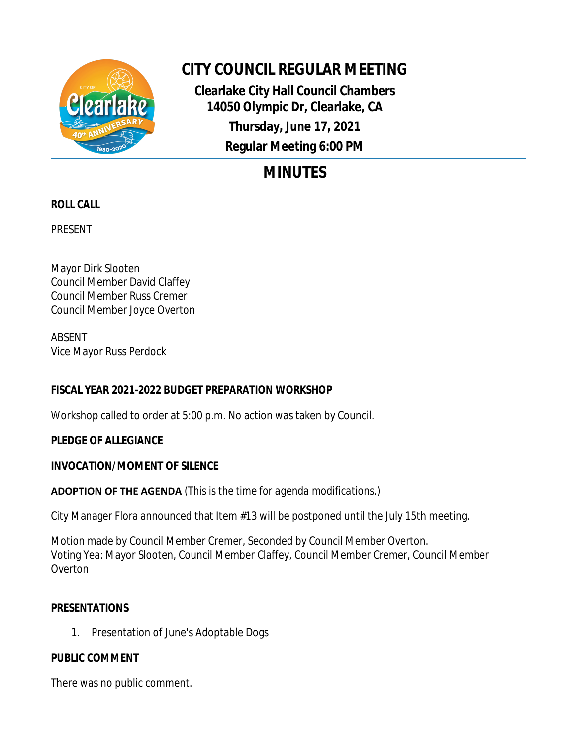# CITY COUNCIL REGULAR MEETING

**Clearlake City Hall Council Chambers**
**14050 Olympic Dr, Clearlake, CA**
**Thursday, June 17, 2021**
**Regular Meeting 6:00 PM**

## MINUTES

**ROLL CALL**

PRESENT

Mayor Dirk Slooten
Council Member David Claffey
Council Member Russ Cremer
Council Member Joyce Overton

ABSENT
Vice Mayor Russ Perdock

**FISCAL YEAR 2021-2022 BUDGET PREPARATION WORKSHOP**

Workshop called to order at 5:00 p.m. No action was taken by Council.

**PLEDGE OF ALLEGIANCE**

**INVOCATION/MOMENT OF SILENCE**

**ADOPTION OF THE AGENDA** (This is the time for agenda modifications.)

City Manager Flora announced that Item #13 will be postponed until the July 15th meeting.

Motion made by Council Member Cremer, Seconded by Council Member Overton.
Voting Yea: Mayor Slooten, Council Member Claffey, Council Member Cremer, Council Member Overton

**PRESENTATIONS**

1. Presentation of June's Adoptable Dogs

**PUBLIC COMMENT**

There was no public comment.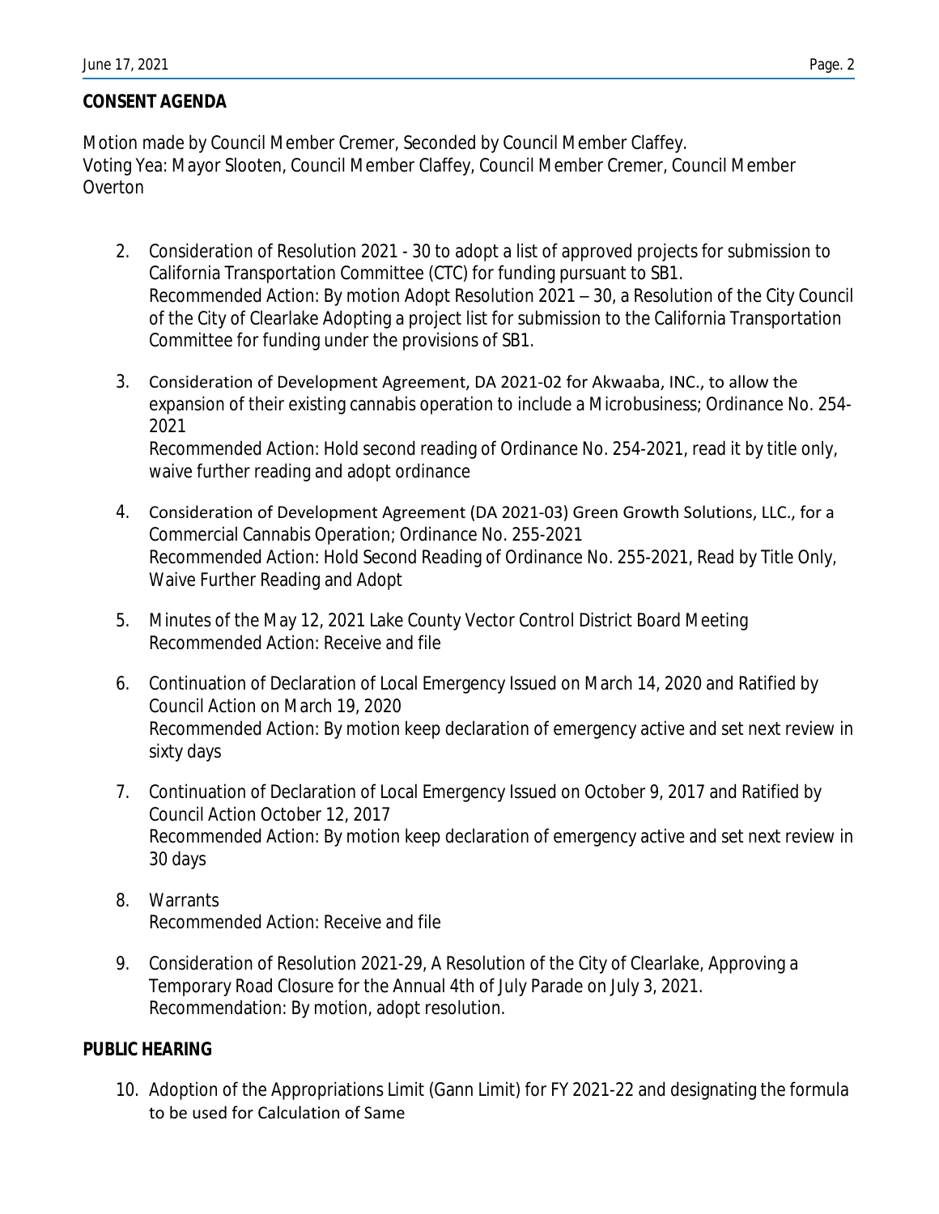## CONSENT AGENDA

Motion made by Council Member Cremer, Seconded by Council Member Claffey.
Voting Yea: Mayor Slooten, Council Member Claffey, Council Member Cremer, Council Member Overton

2. Consideration of Resolution 2021 - 30 to adopt a list of approved projects for submission to California Transportation Committee (CTC) for funding pursuant to SB1.
   Recommended Action: By motion Adopt Resolution 2021 – 30, a Resolution of the City Council of the City of Clearlake Adopting a project list for submission to the California Transportation Committee for funding under the provisions of SB1.

3. Consideration of Development Agreement, DA 2021-02 for Akwaaba, INC., to allow the expansion of their existing cannabis operation to include a Microbusiness; Ordinance No. 254-2021
   Recommended Action: Hold second reading of Ordinance No. 254-2021, read it by title only, waive further reading and adopt ordinance

4. Consideration of Development Agreement (DA 2021-03) Green Growth Solutions, LLC., for a Commercial Cannabis Operation; Ordinance No. 255-2021
   Recommended Action: Hold Second Reading of Ordinance No. 255-2021, Read by Title Only, Waive Further Reading and Adopt

5. Minutes of the May 12, 2021 Lake County Vector Control District Board Meeting
   Recommended Action: Receive and file

6. Continuation of Declaration of Local Emergency Issued on March 14, 2020 and Ratified by Council Action on March 19, 2020
   Recommended Action: By motion keep declaration of emergency active and set next review in sixty days

7. Continuation of Declaration of Local Emergency Issued on October 9, 2017 and Ratified by Council Action October 12, 2017
   Recommended Action: By motion keep declaration of emergency active and set next review in 30 days

8. Warrants
   Recommended Action: Receive and file

9. Consideration of Resolution 2021-29, A Resolution of the City of Clearlake, Approving a Temporary Road Closure for the Annual 4th of July Parade on July 3, 2021.
   Recommendation: By motion, adopt resolution.

## PUBLIC HEARING

10. Adoption of the Appropriations Limit (Gann Limit) for FY 2021-22 and designating the formula to be used for Calculation of Same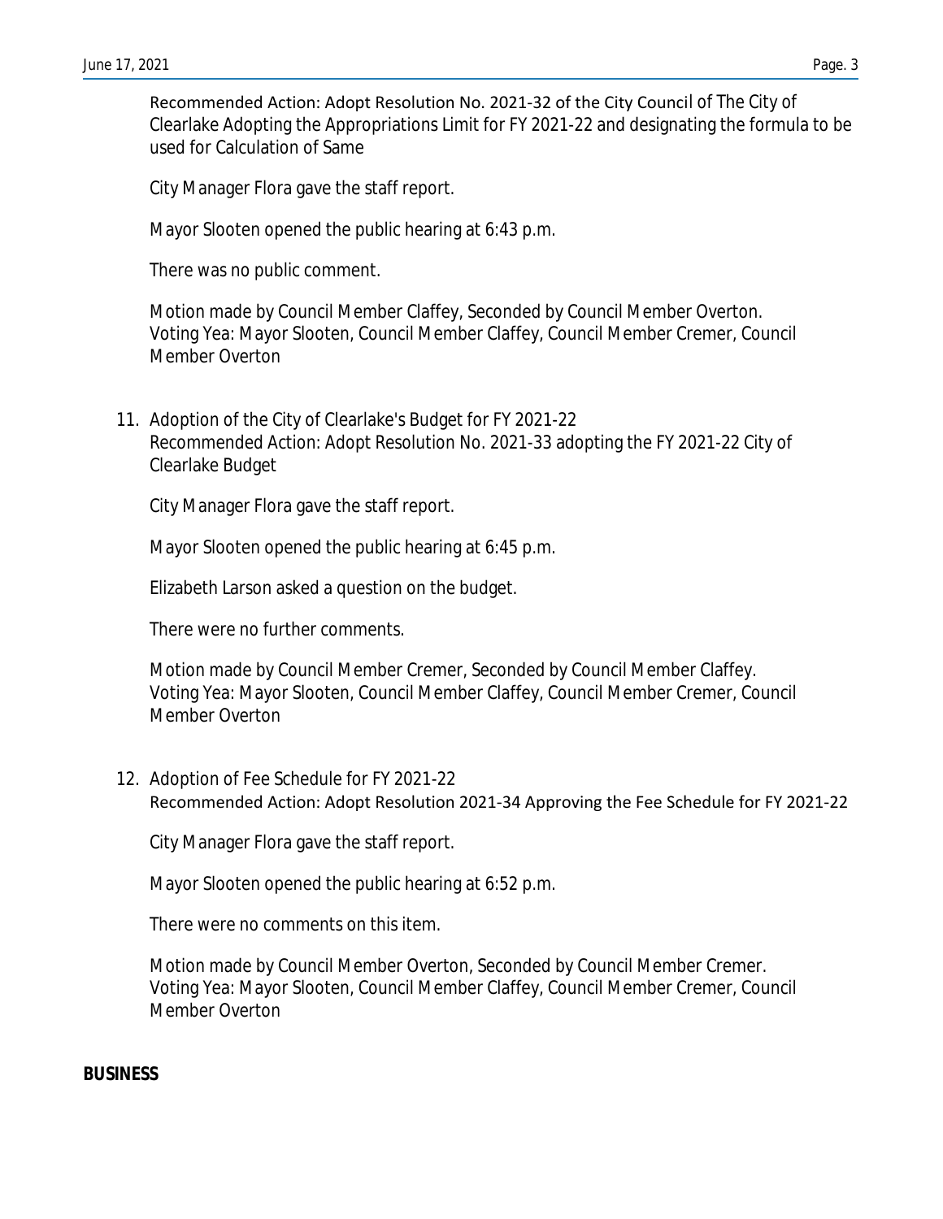Recommended Action: Adopt Resolution No. 2021-32 of the City Council of The City of Clearlake Adopting the Appropriations Limit for FY 2021-22 and designating the formula to be used for Calculation of Same

City Manager Flora gave the staff report.

Mayor Slooten opened the public hearing at 6:43 p.m.

There was no public comment.

Motion made by Council Member Claffey, Seconded by Council Member Overton.
Voting Yea: Mayor Slooten, Council Member Claffey, Council Member Cremer, Council Member Overton

11. Adoption of the City of Clearlake's Budget for FY 2021-22
    Recommended Action: Adopt Resolution No. 2021-33 adopting the FY 2021-22 City of Clearlake Budget

    City Manager Flora gave the staff report.

    Mayor Slooten opened the public hearing at 6:45 p.m.

    Elizabeth Larson asked a question on the budget.

    There were no further comments.

    Motion made by Council Member Cremer, Seconded by Council Member Claffey.
    Voting Yea: Mayor Slooten, Council Member Claffey, Council Member Cremer, Council Member Overton

12. Adoption of Fee Schedule for FY 2021-22
    Recommended Action: Adopt Resolution 2021-34 Approving the Fee Schedule for FY 2021-22

    City Manager Flora gave the staff report.

    Mayor Slooten opened the public hearing at 6:52 p.m.

    There were no comments on this item.

    Motion made by Council Member Overton, Seconded by Council Member Cremer.
    Voting Yea: Mayor Slooten, Council Member Claffey, Council Member Cremer, Council Member Overton

**BUSINESS**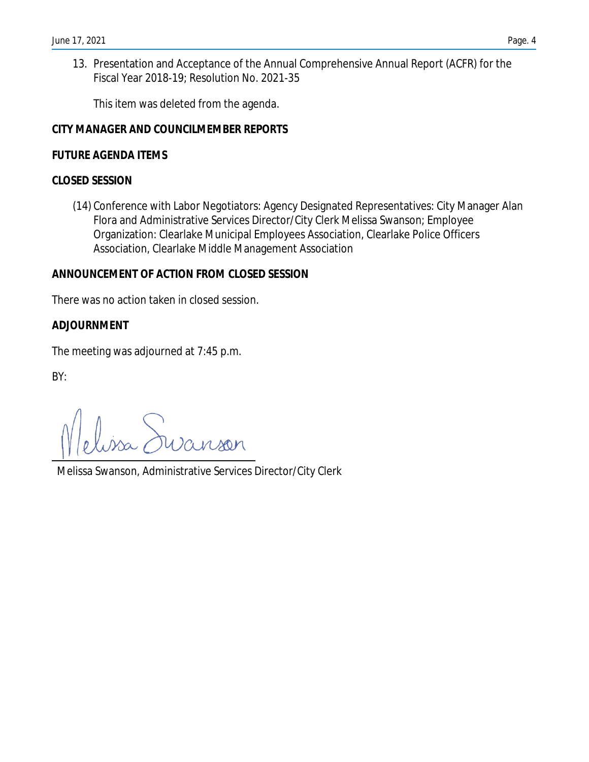13. Presentation and Acceptance of the Annual Comprehensive Annual Report (ACFR) for the Fiscal Year 2018-19; Resolution No. 2021-35

    This item was deleted from the agenda.

**CITY MANAGER AND COUNCILMEMBER REPORTS**

**FUTURE AGENDA ITEMS**

**CLOSED SESSION**

(14) Conference with Labor Negotiators: Agency Designated Representatives: City Manager Alan Flora and Administrative Services Director/City Clerk Melissa Swanson; Employee Organization: Clearlake Municipal Employees Association, Clearlake Police Officers Association, Clearlake Middle Management Association

**ANNOUNCEMENT OF ACTION FROM CLOSED SESSION**

There was no action taken in closed session.

**ADJOURNMENT**

The meeting was adjourned at 7:45 p.m.

BY:

Melissa Swanson

Melissa Swanson, Administrative Services Director/City Clerk